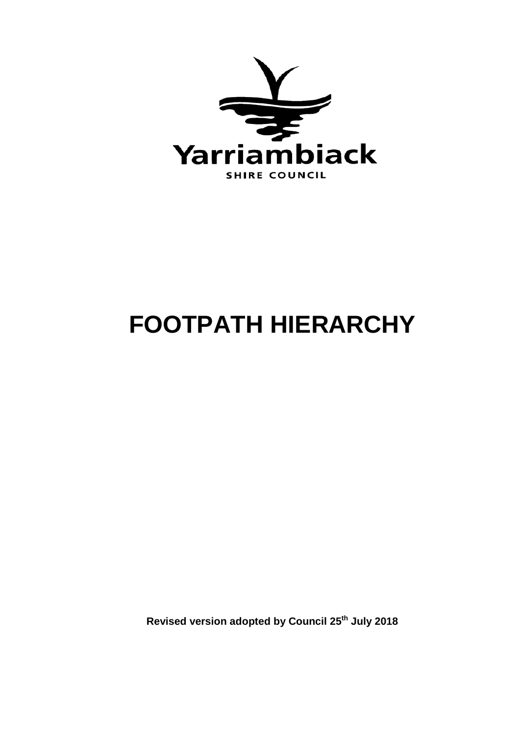Yarriambiack

SHIRE COUNCIL

# FOOTPATH HIERARCHY

**Revised version adopted by Council 25th July 2018**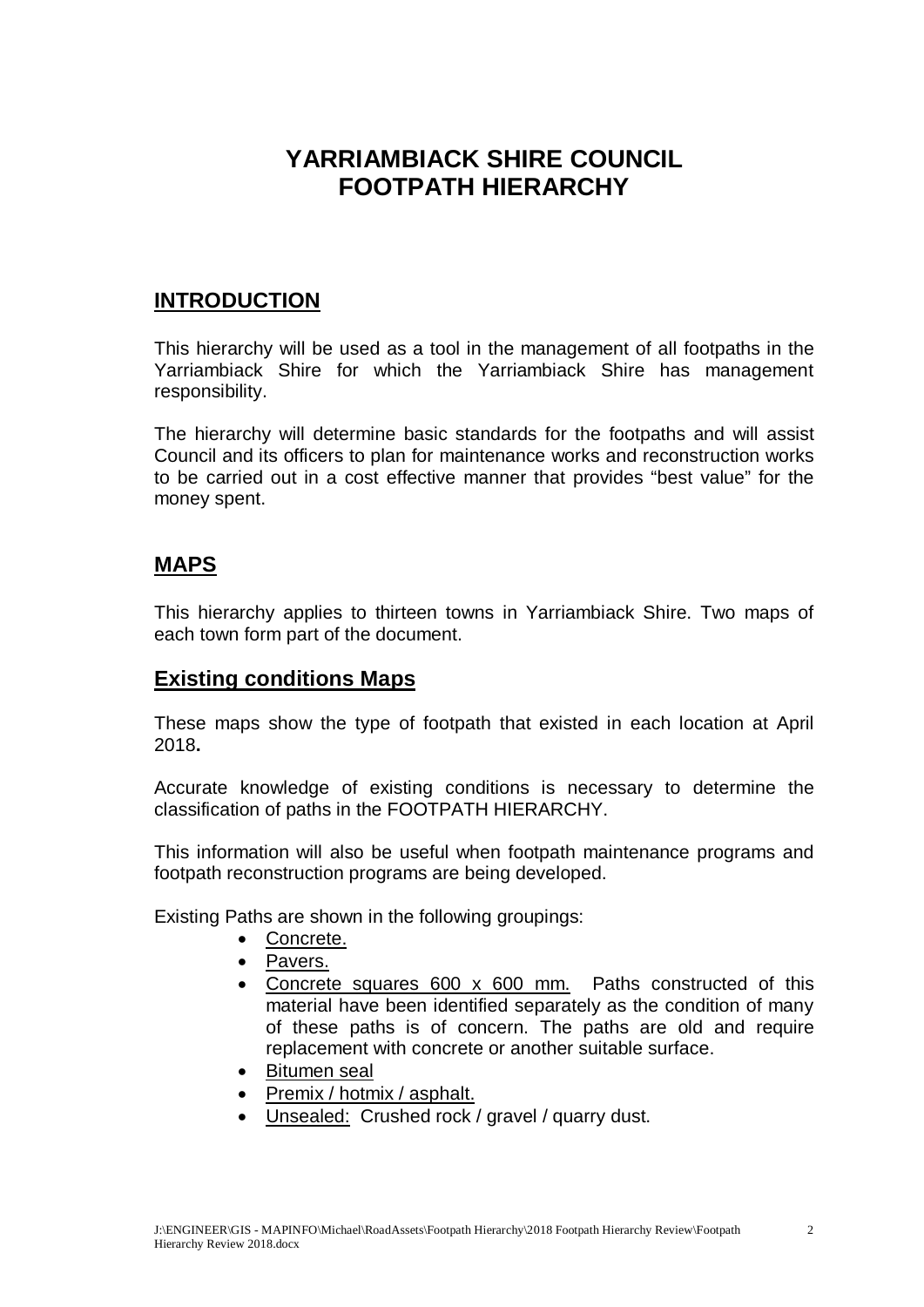# YARRIAMBIACK SHIRE COUNCIL FOOTPATH HIERARCHY

## INTRODUCTION

This hierarchy will be used as a tool in the management of all footpaths in the Yarriambiack Shire for which the Yarriambiack Shire has management responsibility.

The hierarchy will determine basic standards for the footpaths and will assist Council and its officers to plan for maintenance works and reconstruction works to be carried out in a cost effective manner that provides "best value" for the money spent.

## MAPS

This hierarchy applies to thirteen towns in Yarriambiack Shire. Two maps of each town form part of the document.

## Existing conditions Maps

These maps show the type of footpath that existed in each location at April 2018**.**

Accurate knowledge of existing conditions is necessary to determine the classification of paths in the FOOTPATH HIERARCHY.

This information will also be useful when footpath maintenance programs and footpath reconstruction programs are being developed.

Existing Paths are shown in the following groupings:

- Concrete.
- Pavers.
- Concrete squares 600 x 600 mm. Paths constructed of this material have been identified separately as the condition of many of these paths is of concern. The paths are old and require replacement with concrete or another suitable surface.
- Bitumen seal
- Premix / hotmix / asphalt.
- Unsealed: Crushed rock / gravel / quarry dust.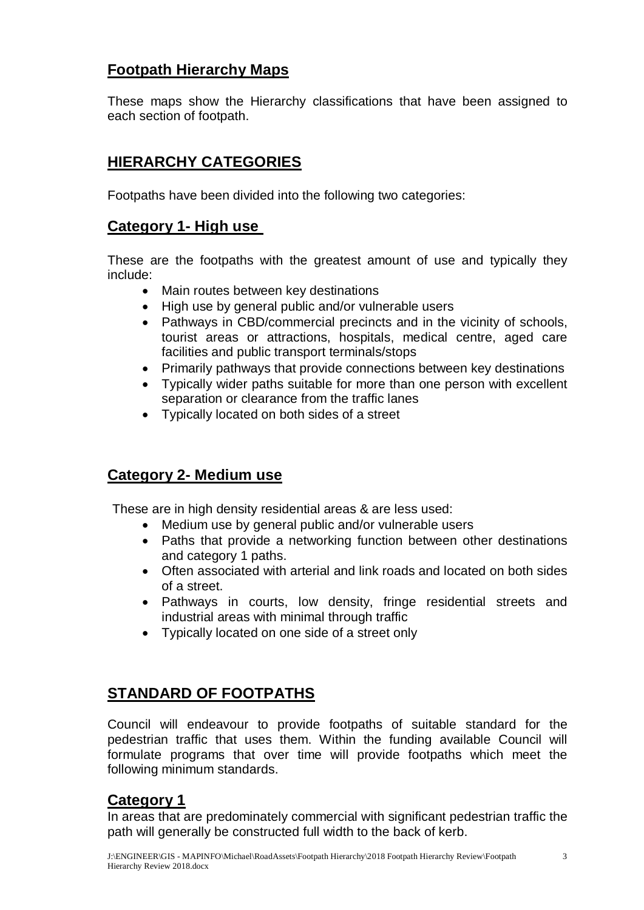## Footpath Hierarchy Maps

These maps show the Hierarchy classifications that have been assigned to each section of footpath.

## HIERARCHY CATEGORIES

Footpaths have been divided into the following two categories:

## Category 1- High use

These are the footpaths with the greatest amount of use and typically they include:

- Main routes between key destinations
- High use by general public and/or vulnerable users
- Pathways in CBD/commercial precincts and in the vicinity of schools, tourist areas or attractions, hospitals, medical centre, aged care facilities and public transport terminals/stops
- Primarily pathways that provide connections between key destinations
- Typically wider paths suitable for more than one person with excellent separation or clearance from the traffic lanes
- Typically located on both sides of a street

## Category 2- Medium use

These are in high density residential areas & are less used:

- Medium use by general public and/or vulnerable users
- Paths that provide a networking function between other destinations and category 1 paths.
- Often associated with arterial and link roads and located on both sides of a street.
- Pathways in courts, low density, fringe residential streets and industrial areas with minimal through traffic
- Typically located on one side of a street only

## STANDARD OF FOOTPATHS

Council will endeavour to provide footpaths of suitable standard for the pedestrian traffic that uses them. Within the funding available Council will formulate programs that over time will provide footpaths which meet the following minimum standards.

## Category 1

In areas that are predominately commercial with significant pedestrian traffic the path will generally be constructed full width to the back of kerb.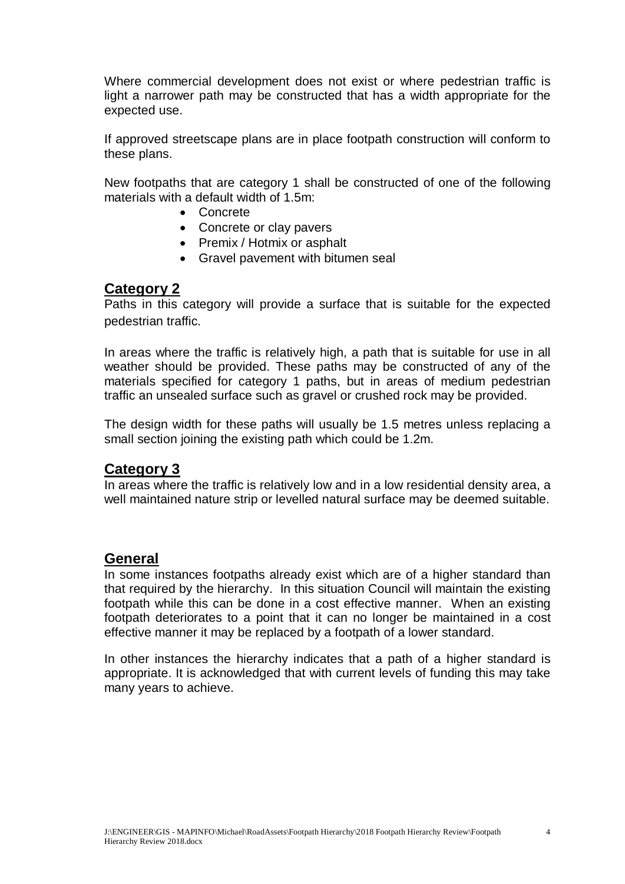Where commercial development does not exist or where pedestrian traffic is light a narrower path may be constructed that has a width appropriate for the expected use.

If approved streetscape plans are in place footpath construction will conform to these plans.

New footpaths that are category 1 shall be constructed of one of the following materials with a default width of 1.5m:

- Concrete
- Concrete or clay pavers
- Premix / Hotmix or asphalt
- Gravel pavement with bitumen seal

## Category 2

Paths in this category will provide a surface that is suitable for the expected pedestrian traffic.

In areas where the traffic is relatively high, a path that is suitable for use in all weather should be provided. These paths may be constructed of any of the materials specified for category 1 paths, but in areas of medium pedestrian traffic an unsealed surface such as gravel or crushed rock may be provided.

The design width for these paths will usually be 1.5 metres unless replacing a small section joining the existing path which could be 1.2m.

## Category 3

In areas where the traffic is relatively low and in a low residential density area, a well maintained nature strip or levelled natural surface may be deemed suitable.

## General

In some instances footpaths already exist which are of a higher standard than that required by the hierarchy. In this situation Council will maintain the existing footpath while this can be done in a cost effective manner. When an existing footpath deteriorates to a point that it can no longer be maintained in a cost effective manner it may be replaced by a footpath of a lower standard.

In other instances the hierarchy indicates that a path of a higher standard is appropriate. It is acknowledged that with current levels of funding this may take many years to achieve.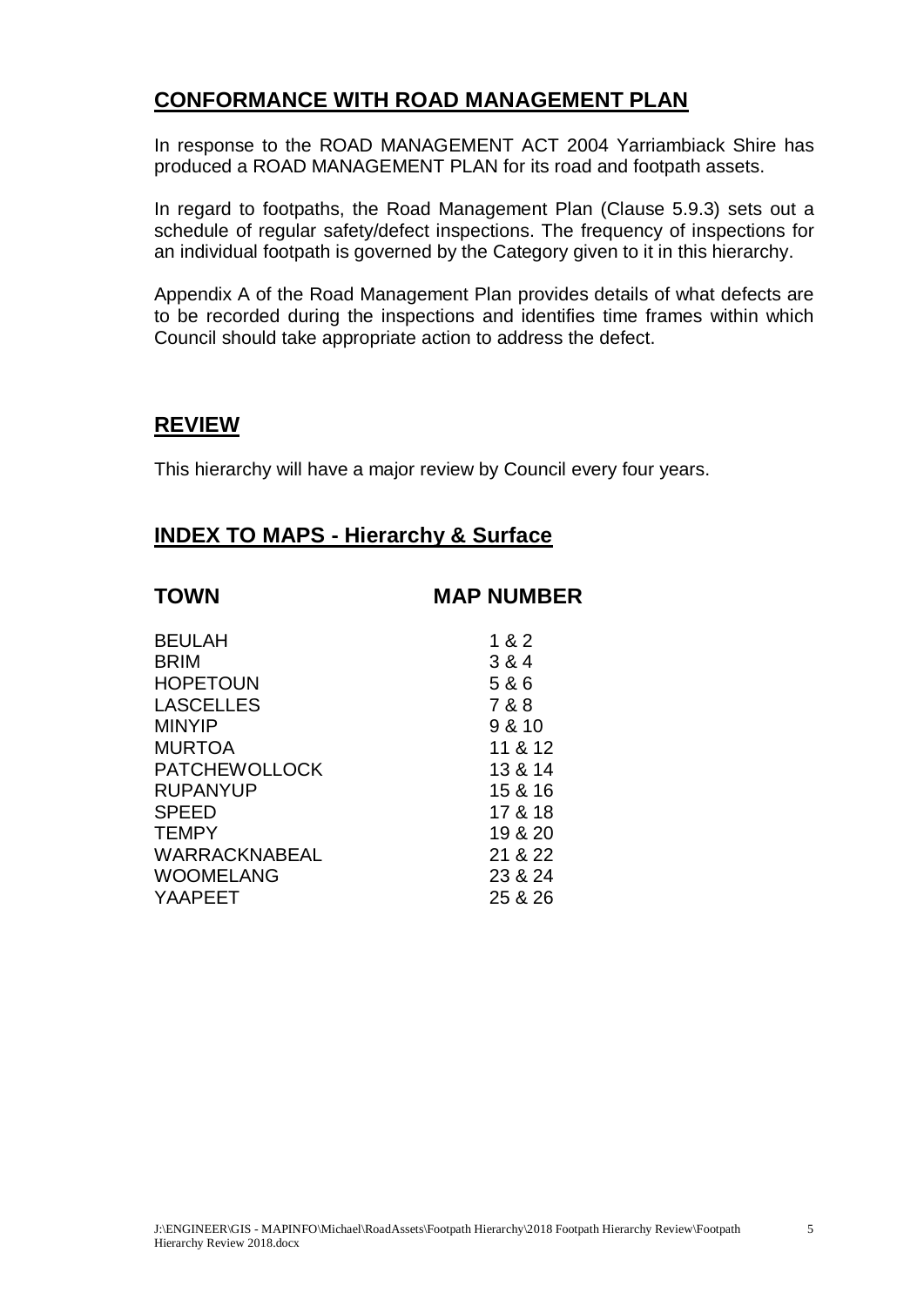## CONFORMANCE WITH ROAD MANAGEMENT PLAN

In response to the ROAD MANAGEMENT ACT 2004 Yarriambiack Shire has produced a ROAD MANAGEMENT PLAN for its road and footpath assets.

In regard to footpaths, the Road Management Plan (Clause 5.9.3) sets out a schedule of regular safety/defect inspections. The frequency of inspections for an individual footpath is governed by the Category given to it in this hierarchy.

Appendix A of the Road Management Plan provides details of what defects are to be recorded during the inspections and identifies time frames within which Council should take appropriate action to address the defect.

## REVIEW

This hierarchy will have a major review by Council every four years.

## INDEX TO MAPS - Hierarchy & Surface

| TOWN | MAP NUMBER |
|---|---|
| BEULAH | 1 & 2 |
| BRIM | 3 & 4 |
| HOPETOUN | 5 & 6 |
| LASCELLES | 7 & 8 |
| MINYIP | 9 & 10 |
| MURTOA | 11 & 12 |
| PATCHEWOLLOCK | 13 & 14 |
| RUPANYUP | 15 & 16 |
| SPEED | 17 & 18 |
| TEMPY | 19 & 20 |
| WARRACKNABEAL | 21 & 22 |
| WOOMELANG | 23 & 24 |
| YAAPEET | 25 & 26 |

J:\ENGINEER\GIS - MAPINFO\Michael\RoadAssets\Footpath Hierarchy\2018 Footpath Hierarchy Review\Footpath Hierarchy Review 2018.docx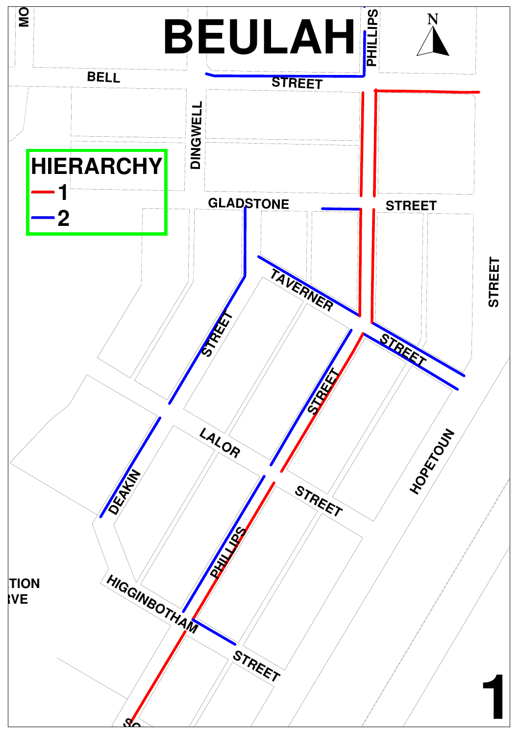# BEULAH

**HIERARCHY**

- 1
- 2

BELL STREET

PHILLIPS

DINGWELL

GLADSTONE STREET

TAVERNER STREET

STREET

LALOR STREET

STREET

HOPETOUN STREET

DEAKIN

PHILLIPS

HIGGINBOTHAM STREET

MO

TION
RVE

1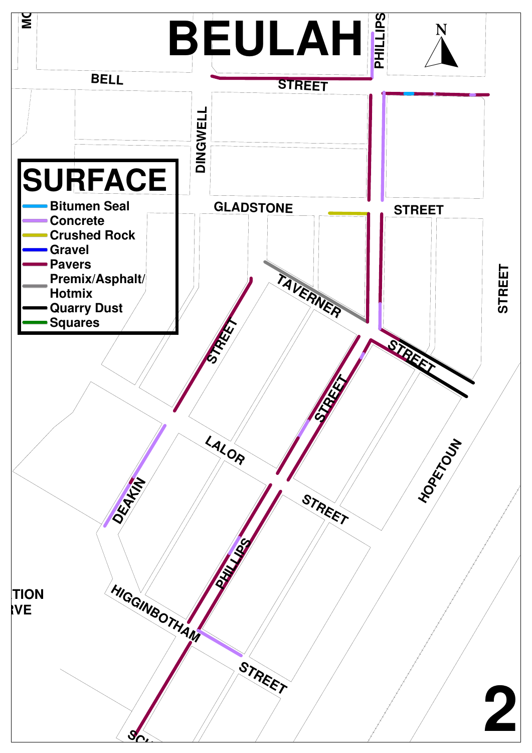# BEULAH

## SURFACE

- Bitumen Seal
- Concrete
- Crushed Rock
- Gravel
- Pavers
- Premix/Asphalt/Hotmix
- Quarry Dust
- Squares

BELL STREET

PHILLIPS

DINGWELL STREET

GLADSTONE STREET

TAVERNER STREET

STREET

LALOR STREET

DEAKIN

PHILLIPS STREET

HOPETOUN STREET

HIGGINBOTHAM STREET

TION
RVE

SCH

MC

N

2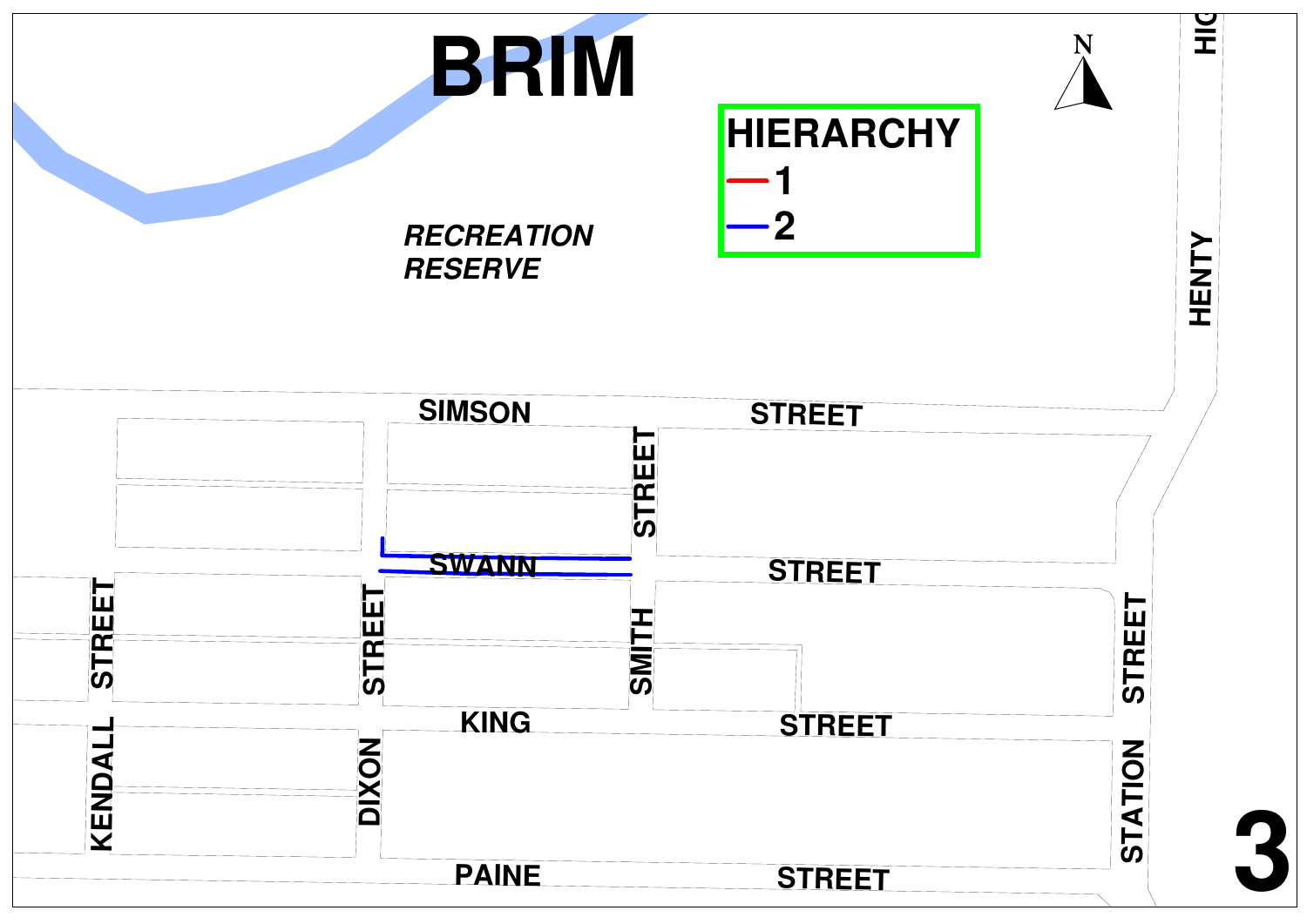# BRIM

RECREATION RESERVE

**HIERARCHY**

- 1
- 2

SIMSON STREET

SWANN STREET

KING STREET

PAINE STREET

KENDALL STREET

DIXON STREET

SMITH STREET

STATION STREET

HENTY HIG

3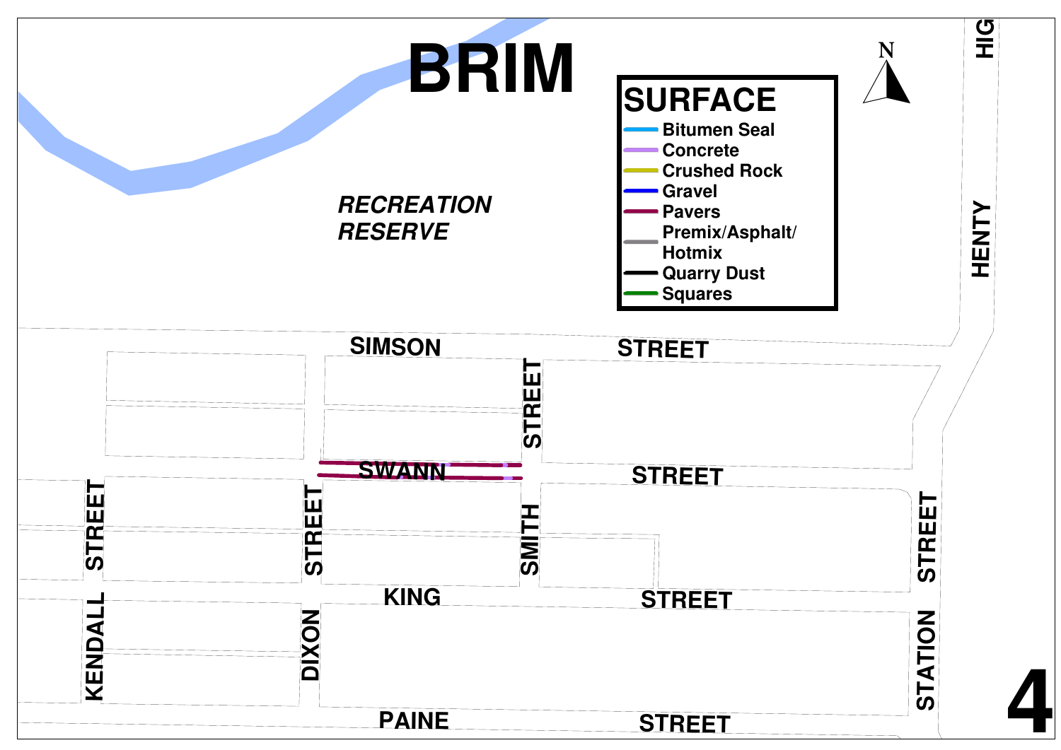# BRIM

## SURFACE

- Bitumen Seal
- Concrete
- Crushed Rock
- Gravel
- Pavers
- Premix/Asphalt/Hotmix
- Quarry Dust
- Squares

N

*RECREATION RESERVE*

SIMSON STREET

SWANN STREET

KING STREET

PAINE STREET

KENDALL STREET

DIXON STREET

SMITH STREET

STATION STREET

HENTY HIG

4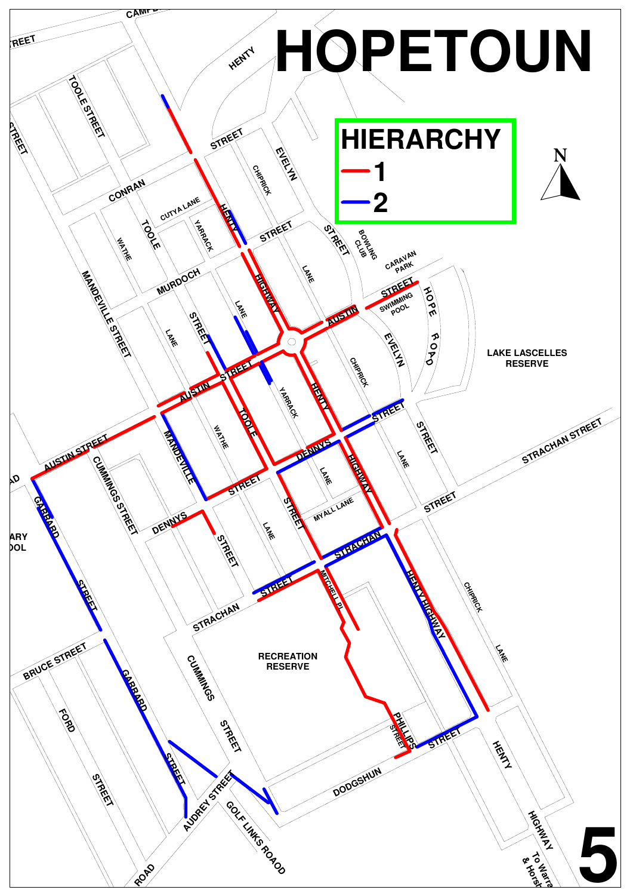# HOPETOUN

**HIERARCHY**

- 1
- 2

5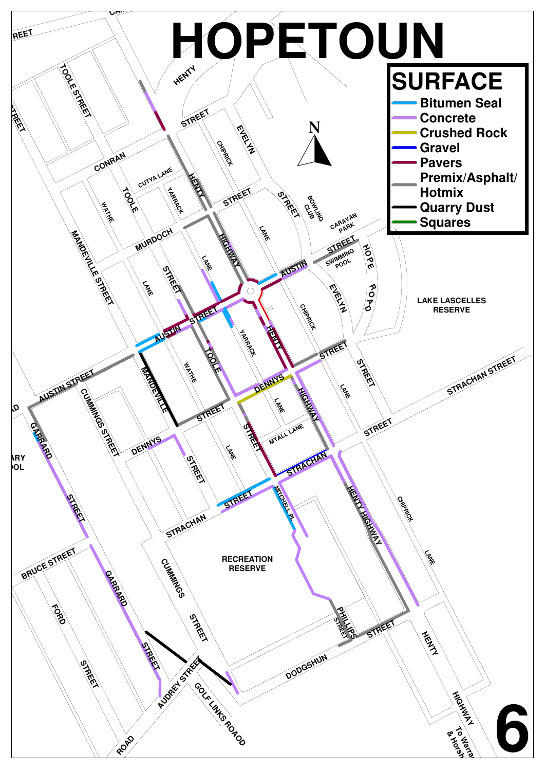# HOPETOUN

## SURFACE

- Bitumen Seal
- Concrete
- Crushed Rock
- Gravel
- Pavers
- Premix/Asphalt/Hotmix
- Quarry Dust
- Squares

HENTY STREET
TOOLE STREET
CONRAN
CUTYA LANE
YARRACK
CHIPRICK
EVELYN STREET
BOWLING CLUB
CARAVAN PARK
SWIMMING POOL
HOPE ROAD
LAKE LASCELLES RESERVE
WATHE
TOOLE
MURDOCH STREET
HENTY HIGHWAY
LANE
MANDEVILLE STREET
AUSTIN STREET
CHIPRICK
EVELYN
STREET
STREET
YARRACK
HENTY
TOOLE
WATHE
MANDEVILLE
AUSTIN STREET
CUMMINGS STREET
DENNYS
LANE
HIGHWAY
LANE
STRACHAN STREET
STREET
MYALL LANE
STREET
GARRARD STREET
DENNYS STREET
LANE
STRACHAN STREET
MITCHELL PL
HENTY HIGHWAY
CHIPRICK LANE
RECREATION RESERVE
BRUCE STREET
FORD STREET
GARRARD STREET
CUMMINGS STREET
PHILLIPS STREET
STREET
DODGSHUN
AUDREY STREET
GOLF LINKS ROAOD
ROAD
HENTY HIGHWAY
To Warra & Horsh

6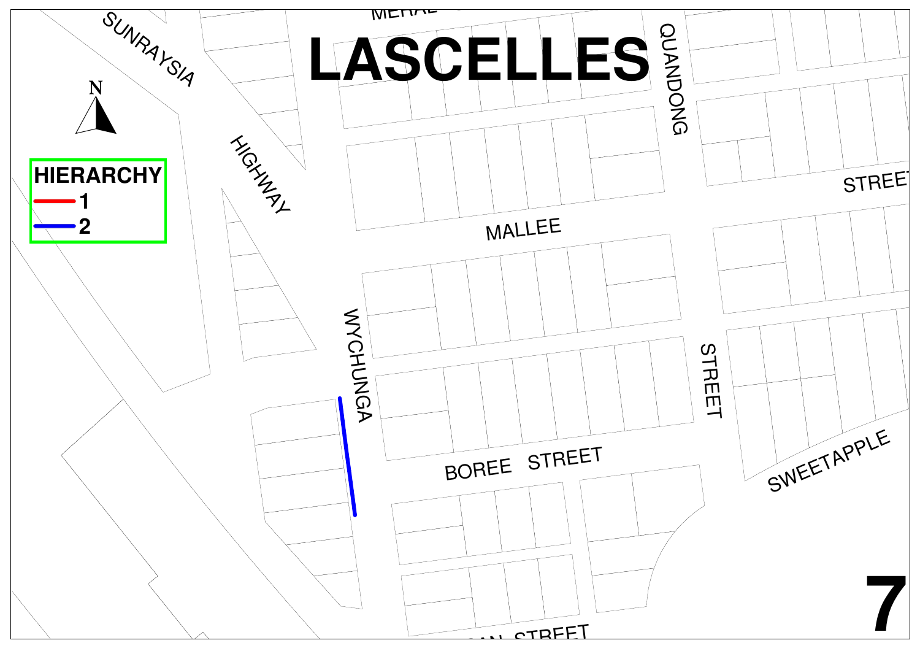# LASCELLES

N

**HIERARCHY**

- 1
- 2

SUNRAYSIA HIGHWAY

MALLEE STREET

QUANDONG STREET

WYCHUNGA

BOREE STREET

SWEETAPPLE

7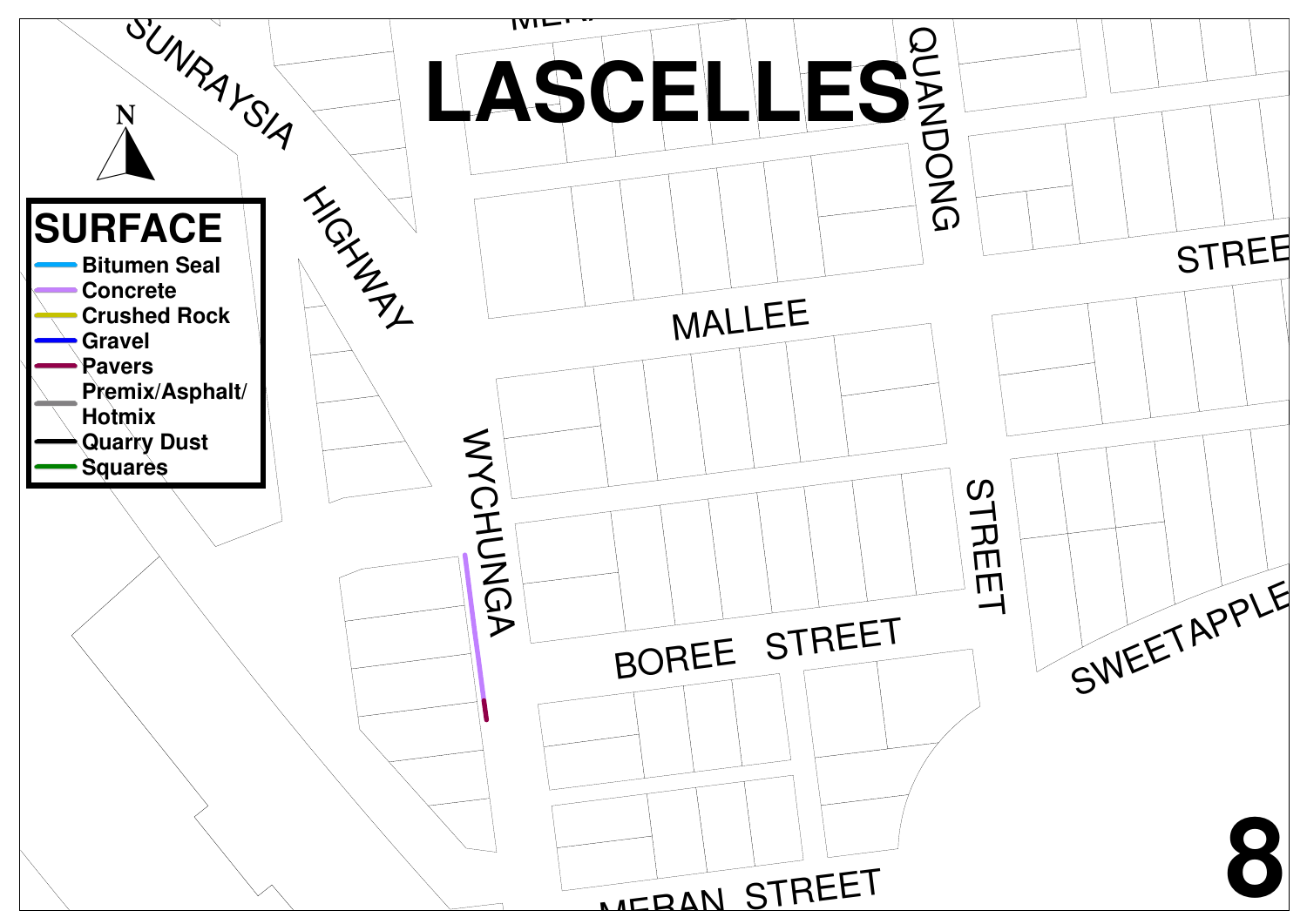# LASCELLES

## SURFACE

- Bitumen Seal
- Concrete
- Crushed Rock
- Gravel
- Pavers
- Premix/Asphalt/Hotmix
- Quarry Dust
- Squares

N

SUNRAYSIA HIGHWAY

QUANDONG STREET

MALLEE STREET

WYCHUNGA

BOREE STREET

SWEETAPPLE

MERAN STREET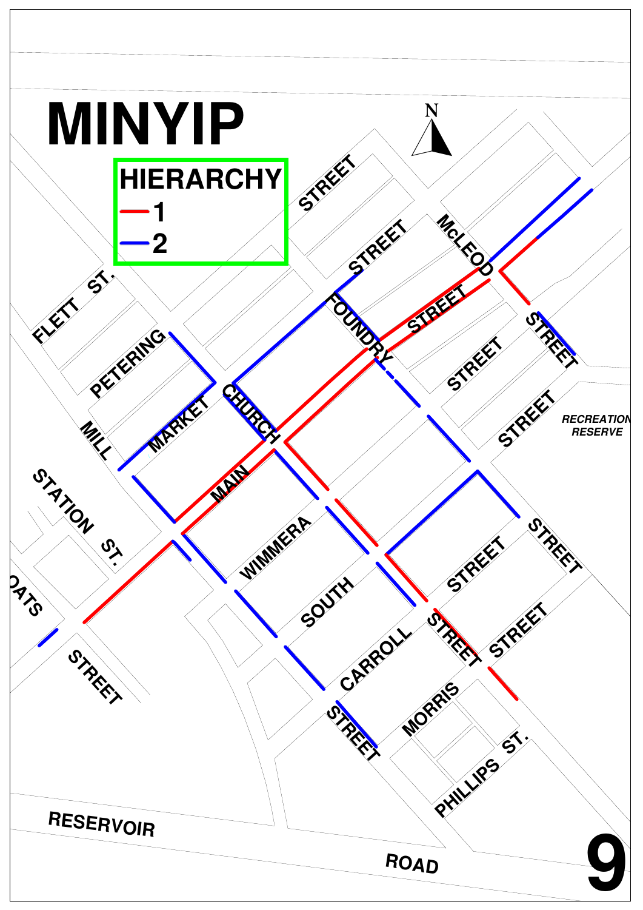# MINYIP

**HIERARCHY**

- 1 (red)
- 2 (blue)

FLETT ST.

PETERING

MILL

MARKET

STATION ST.

STREET

STREET

McLEOD

FOUNDRY

STREET

CHURCH

MAIN

STREET

STREET

RECREATION RESERVE

STREET

WIMMERA

STREET

SOUTH

STREET

CARROLL

STREET

STREET

MORRIS

PHILLIPS ST.

OATS

STREET

RESERVOIR

ROAD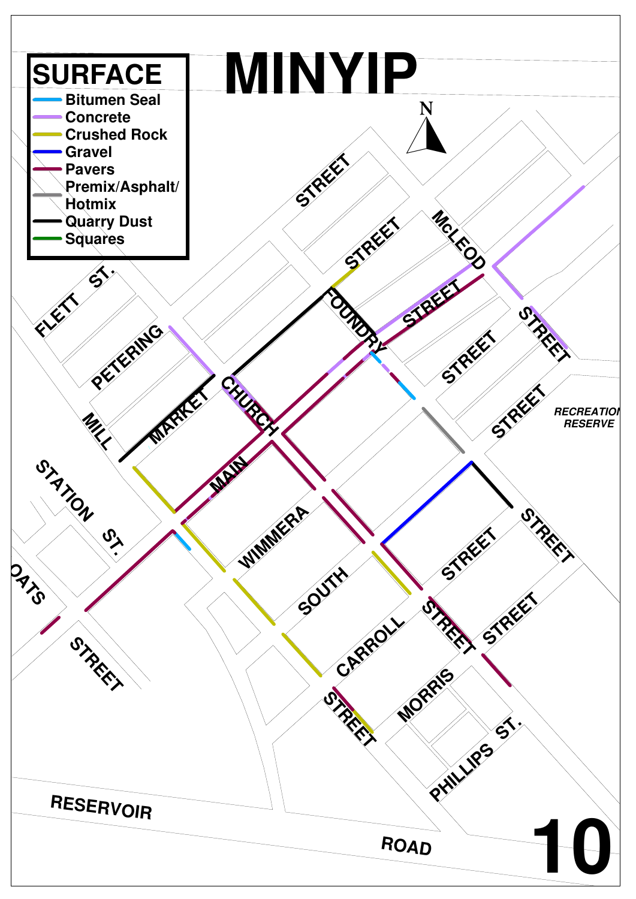# MINYIP

## SURFACE

- Bitumen Seal
- Concrete
- Crushed Rock
- Gravel
- Pavers
- Premix/Asphalt/ Hotmix
- Quarry Dust
- Squares

FLETT ST.

STREET

STREET

McLEOD

PETERING

FOUNDRY

STREET

STREET

STREET

STREET

MILL

MARKET

CHURCH

RECREATION RESERVE

STATION ST.

MAIN

WIMMERA

STREET

STREET

OATS

SOUTH

STREET

STREET

STREET

CARROLL

MORRIS

STREET

PHILLIPS ST.

RESERVOIR

ROAD

10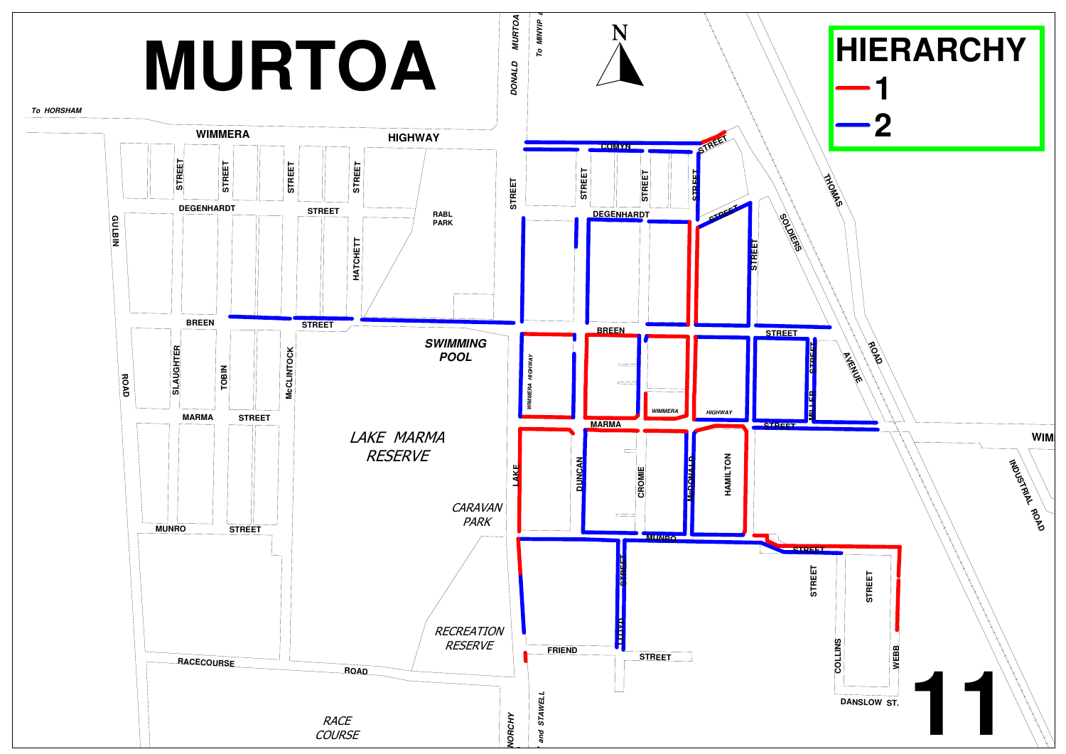# MURTOA

**HIERARCHY**

- 1
- 2

To HORSHAM

WIMMERA HIGHWAY

DONALD MURTOA STREET

To MINYIP

COMYN STREET

DEGENHARDT STREET

BREEN STREET

MARMA STREET

MUNRO STREET

GULBIN ROAD

SLAUGHTER

TOBIN

McCLINTOCK

HATCHETT

RABL PARK

SWIMMING POOL

LAKE MARMA RESERVE

CARAVAN PARK

RECREATION RESERVE

RACECOURSE ROAD

RACE COURSE

LAKE

DUNCAN

CROMIE

McDONALD

HAMILTON

MILLER STREET

LLOYD STREET

FRIEND STREET

COLLINS STREET

WEBB STREET

DANSLOW ST.

THOMAS ROAD

SOLDIERS AVENUE

INDUSTRIAL ROAD

WIMMERA HIGHWAY

NORCHY and STAWELL

11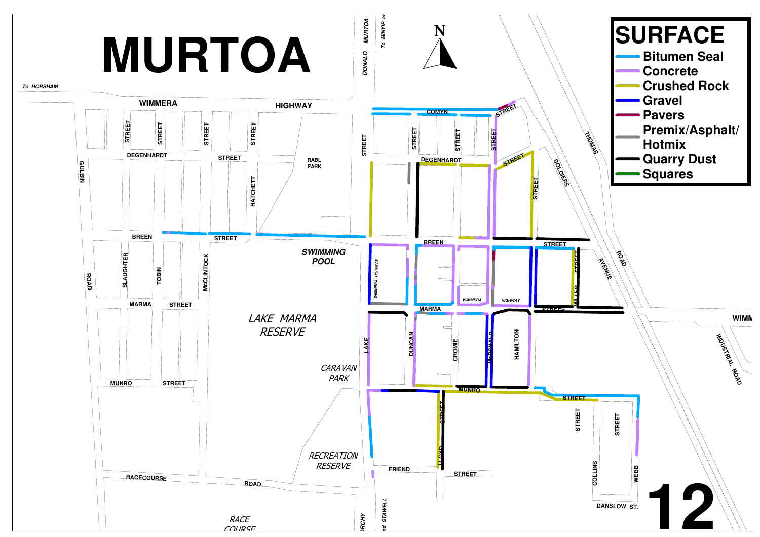# MURTOA

## SURFACE

- Bitumen Seal
- Concrete
- Crushed Rock
- Gravel
- Pavers
- Premix/Asphalt/Hotmix
- Quarry Dust
- Squares

To HORSHAM

WIMMERA HIGHWAY

DONALD MURTOA

To MINYIP

COMYN STREET

DEGENHARDT STREET

BREEN STREET

MARMA STREET

MUNRO STREET

FRIEND STREET

RACECOURSE ROAD

DANSLOW ST.

GULBIN ROAD

SLAUGHTER STREET

TOBIN STREET

McCLINTOCK STREET

HATCHETT STREET

LAKE STREET

DUNCAN STREET

CROMIE STREET

McDONALD STREET

HAMILTON STREET

LLOYD STREET

MILLER STREET

COLLINS STREET

WEBB STREET

SOLDIERS AVENUE

THOMAS ROAD

INDUSTRIAL ROAD

WIMMERA HIGHWAY

RABL PARK

SWIMMING POOL

LAKE MARMA RESERVE

CARAVAN PARK

RECREATION RESERVE

RACE COURSE

STAWELL

N

12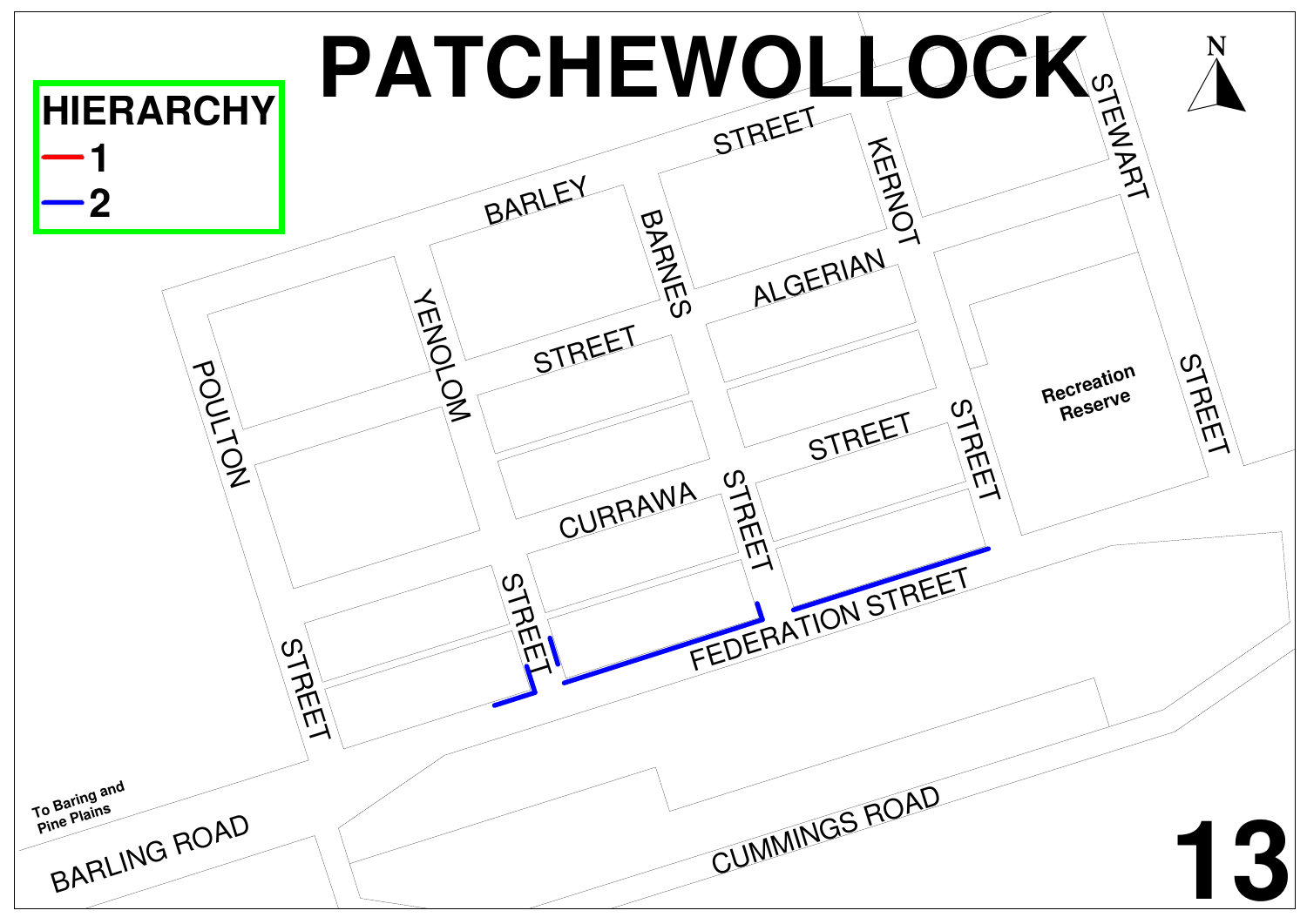# PATCHEWOLLOCK

**HIERARCHY**

- 1 (red)
- 2 (blue)

BARLEY STREET

KERNOT STREET

STEWART STREET

BARNES STREET

ALGERIAN STREET

YENOLOM STREET

POULTON STREET

CURRAWA STREET

FEDERATION STREET

Recreation Reserve

To Baring and Pine Plains

BARLING ROAD

CUMMINGS ROAD

13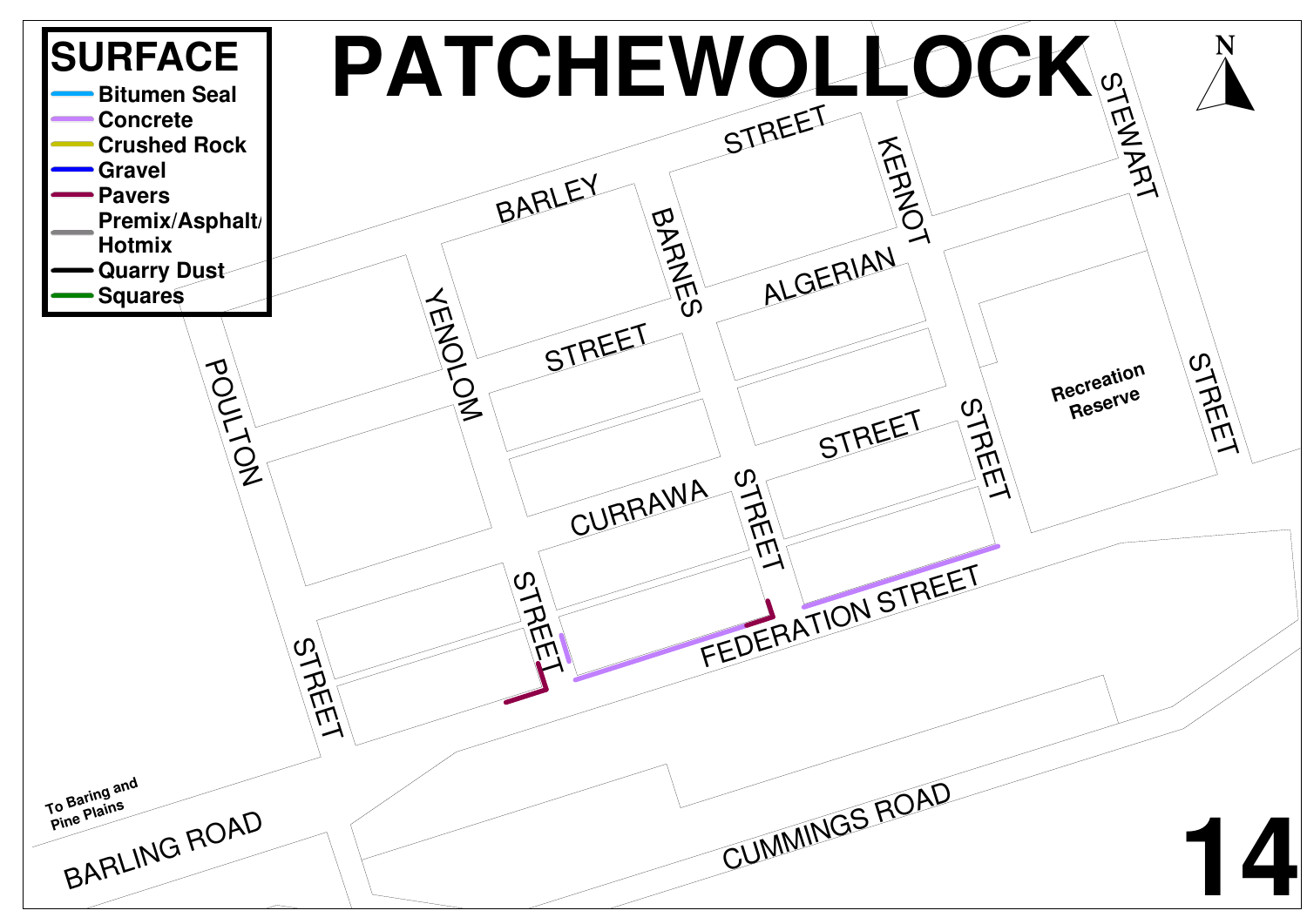# PATCHEWOLLOCK

## SURFACE

- Bitumen Seal
- Concrete
- Crushed Rock
- Gravel
- Pavers
- Premix/Asphalt/Hotmix
- Quarry Dust
- Squares

BARLEY STREET

BARNES STREET

KERNOT STREET

STEWART STREET

ALGERIAN STREET

YENOLOM STREET

POULTON STREET

CURRAWA STREET

FEDERATION STREET

Recreation Reserve

To Baring and Pine Plains

BARLING ROAD

CUMMINGS ROAD

14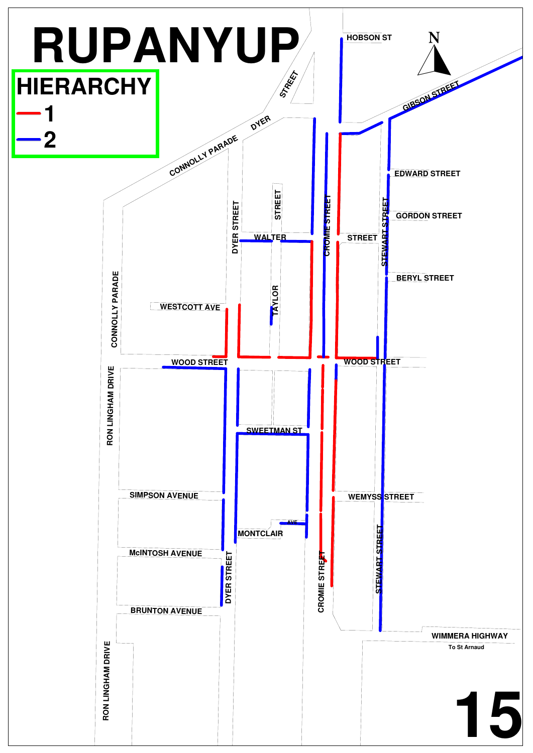# RUPANYUP

**HIERARCHY**

- 1
- 2

N

HOBSON ST

GIBSON STREET

DYER STREET

CONNOLLY PARADE

EDWARD STREET

GORDON STREET

STREET

WALTER STREET

DYER STREET

CROMIE STREET

STEWART STREET

BERYL STREET

WESTCOTT AVE

TAYLOR STREET

CONNOLLY PARADE

WOOD STREET

WOOD STREET

RON LINGHAM DRIVE

SWEETMAN ST

SIMPSON AVENUE

WEMYSS STREET

AVE

MONTCLAIR

McINTOSH AVENUE

DYER STREET

CROMIE STREET

STEWART STREET

BRUNTON AVENUE

WIMMERA HIGHWAY

To St Arnaud

RON LINGHAM DRIVE

15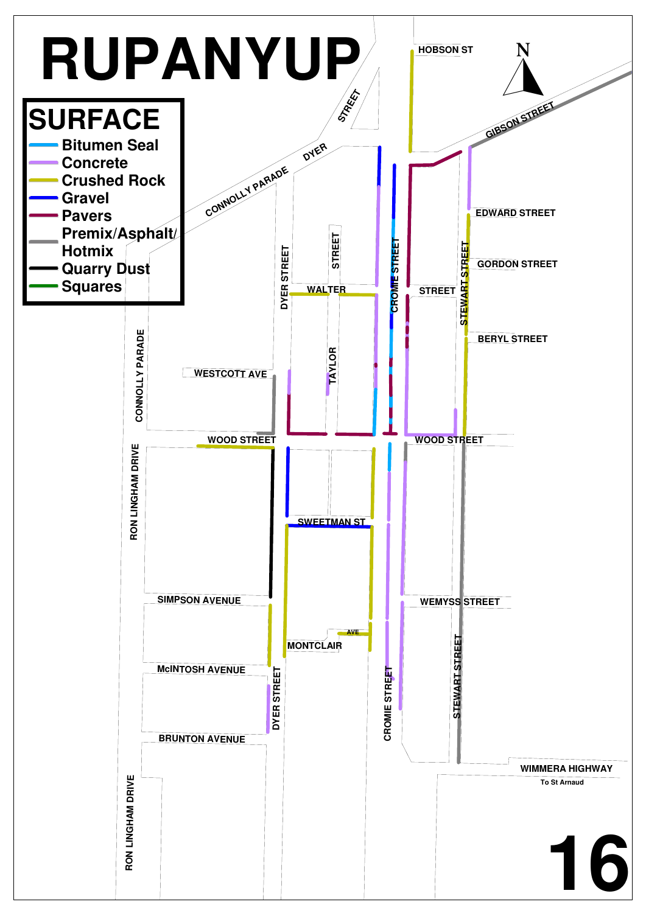# RUPANYUP

## SURFACE

- Bitumen Seal
- Concrete
- Crushed Rock
- Gravel
- Pavers
- Premix/Asphalt/Hotmix
- Quarry Dust
- Squares

HOBSON ST

DYER STREET

CONNOLLY PARADE

GIBSON STREET

EDWARD STREET

GORDON STREET

BERYL STREET

WALTER STREET

TAYLOR STREET

DYER STREET

CROMIE STREET

STEWART STREET

WESTCOTT AVE

CONNOLLY PARADE

WOOD STREET

WOOD STREET

RON LINGHAM DRIVE

SWEETMAN ST

SIMPSON AVENUE

WEMYSS STREET

MONTCLAIR AVE

McINTOSH AVENUE

BRUNTON AVENUE

DYER STREET

CROMIE STREET

STEWART STREET

WIMMERA HIGHWAY

To St Arnaud

RON LINGHAM DRIVE

16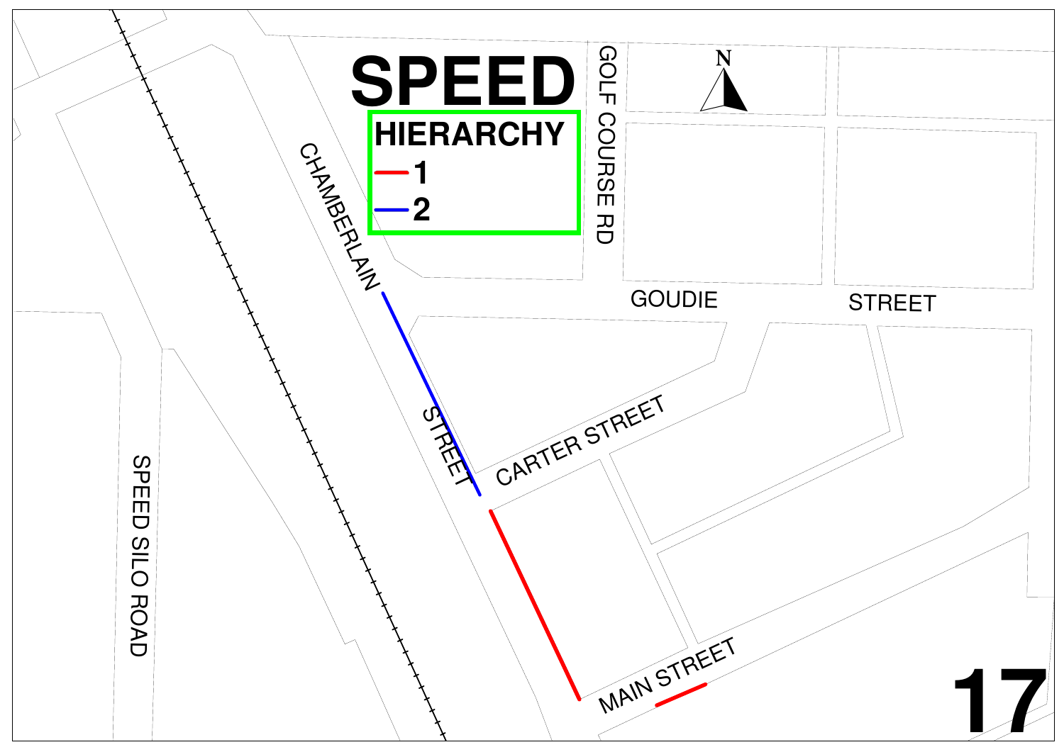# SPEED

**HIERARCHY**

- 1
- 2

GOLF COURSE RD

CHAMBERLAIN STREET

GOUDIE STREET

CARTER STREET

MAIN STREET

SPEED SILO ROAD

17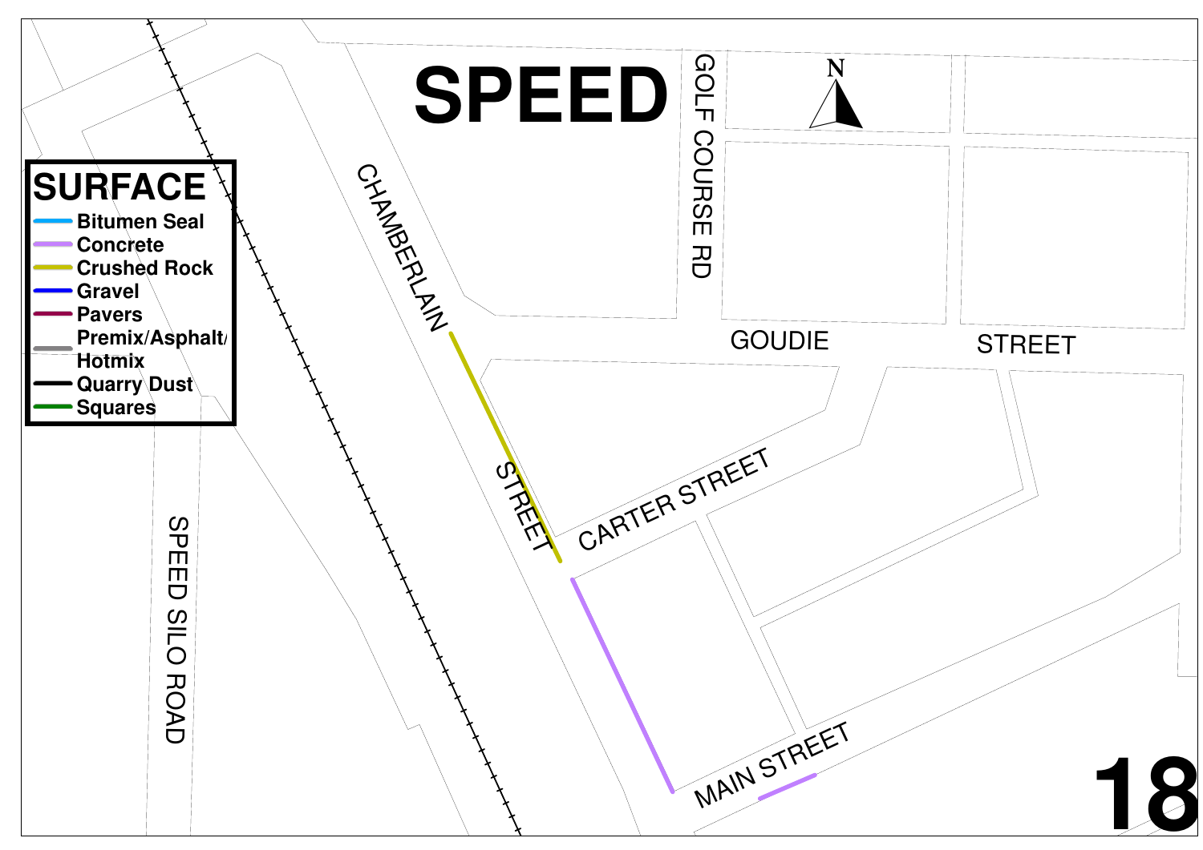# SPEED

## SURFACE

- Bitumen Seal
- Concrete
- Crushed Rock
- Gravel
- Pavers
- Premix/Asphalt/Hotmix
- Quarry Dust
- Squares

N

CHAMBERLAIN STREET

GOLF COURSE RD

GOUDIE STREET

CARTER STREET

MAIN STREET

SPEED SILO ROAD

18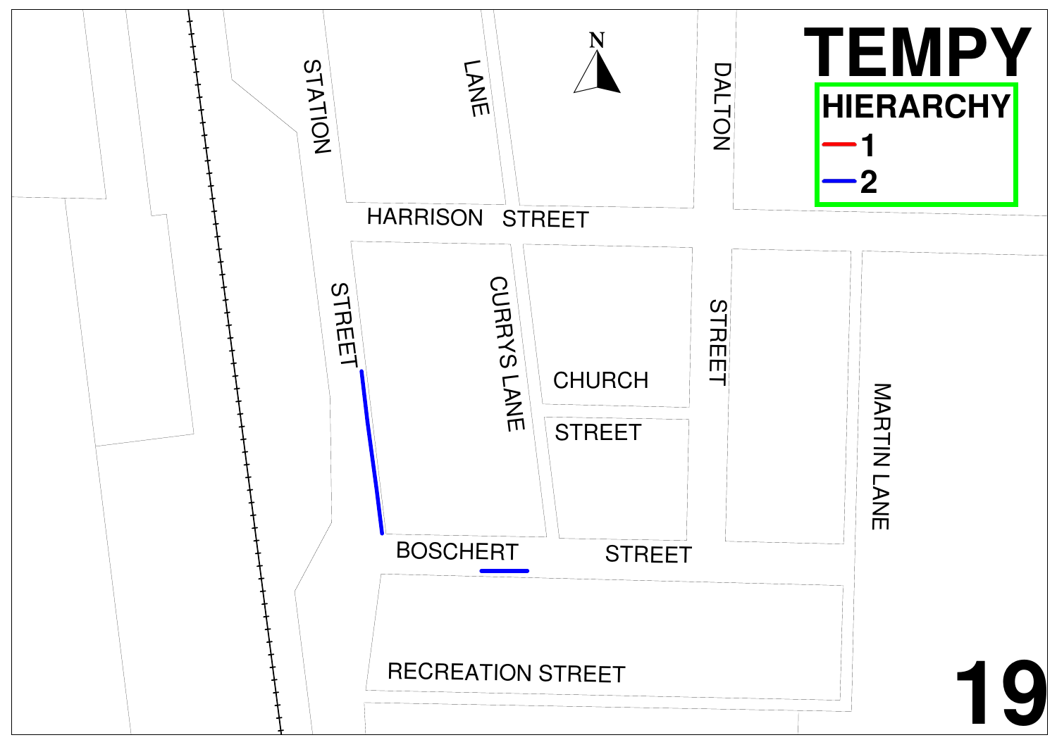# TEMPY

**HIERARCHY**

- 1
- 2

N

STATION STREET

LANE

HARRISON STREET

DALTON STREET

CURRYS LANE

CHURCH STREET

BOSCHERT STREET

MARTIN LANE

RECREATION STREET

# 19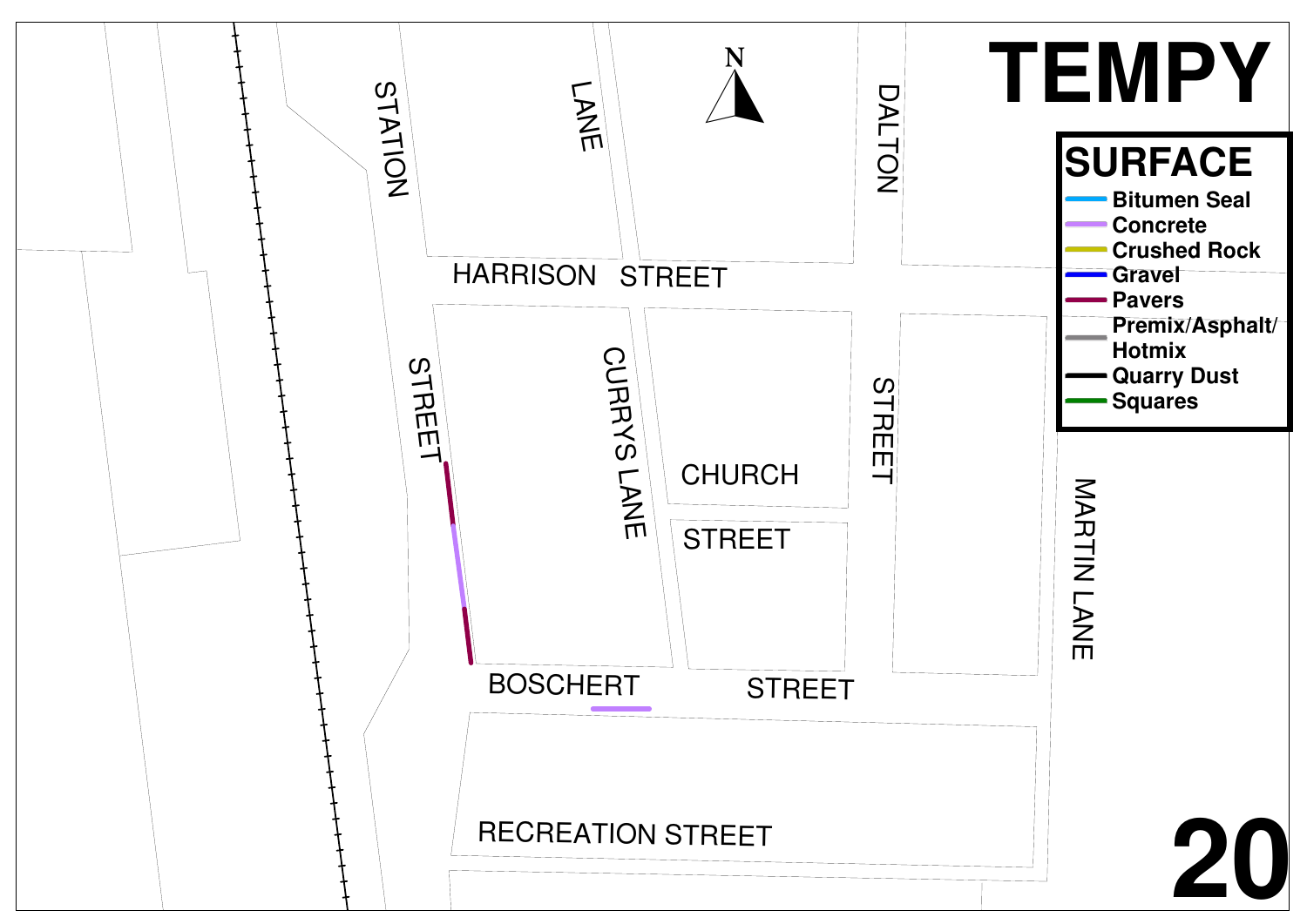# TEMPY

## SURFACE

- Bitumen Seal
- Concrete
- Crushed Rock
- Gravel
- Pavers
- Premix/Asphalt/Hotmix
- Quarry Dust
- Squares

STATION STREET

LANE

DALTON STREET

HARRISON STREET

CURRYS LANE

CHURCH STREET

MARTIN LANE

BOSCHERT STREET

RECREATION STREET

20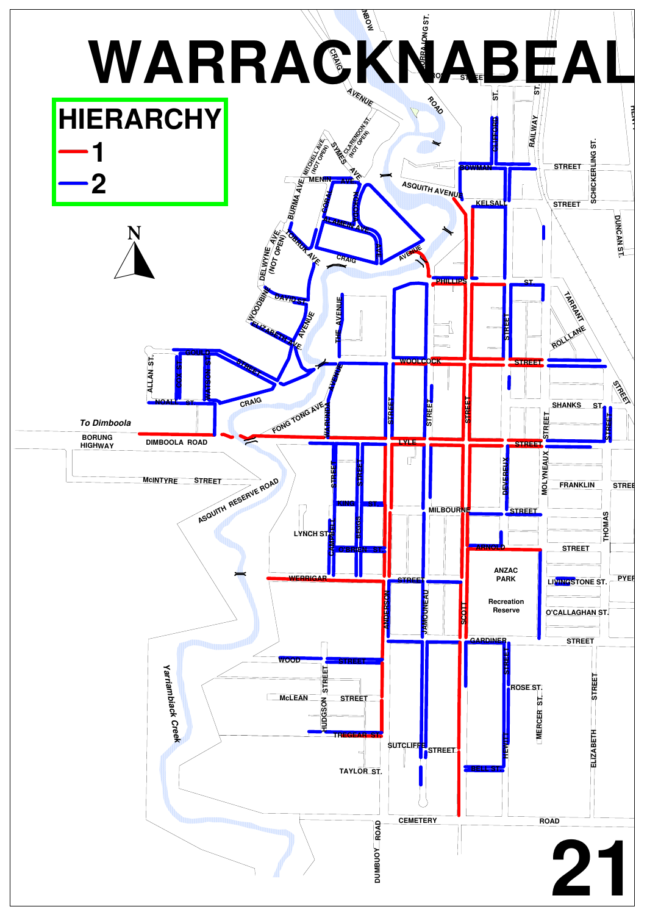# WARRACKNABEAL

## HIERARCHY

- 1 (red)
- 2 (blue)

21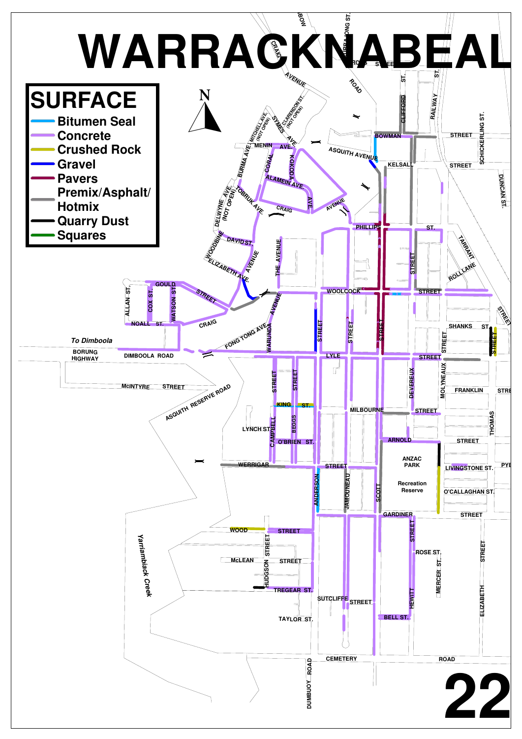# WARRACKNABEAL

## SURFACE

- Bitumen Seal
- Concrete
- Crushed Rock
- Gravel
- Pavers
- Premix/Asphalt/Hotmix
- Quarry Dust
- Squares

22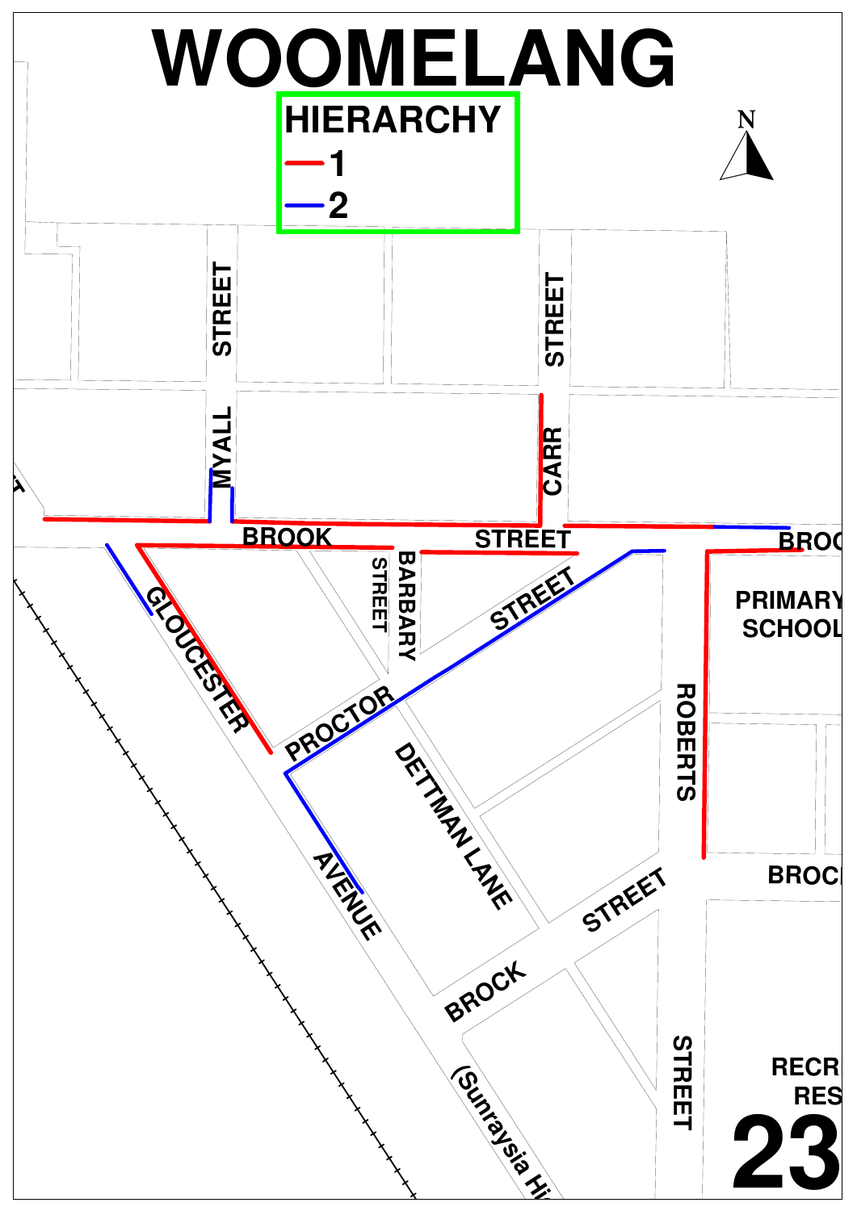# WOOMELANG

**HIERARCHY**

- 1
- 2

MYALL STREET

CARR STREET

BROOK STREET

BARBARY STREET

GLOUCESTER

PROCTOR STREET

DETTMAN LANE

AVENUE

(Sunraysia Hi

BROCK STREET

ROBERTS STREET

PRIMARY SCHOOL

RECR RES

23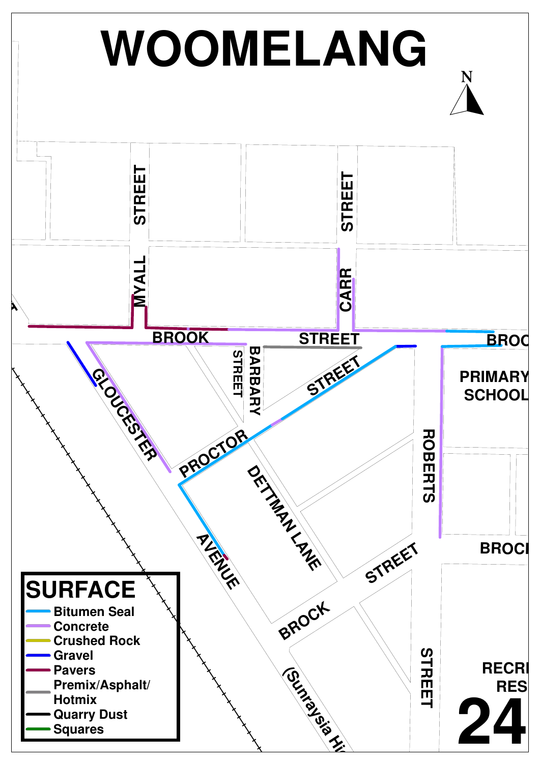# WOOMELANG

N

MYALL STREET

CARR STREET

BROOK STREET

BROOK

BARBARY STREET

GLOUCESTER

PROCTOR STREET

PRIMARY SCHOOL

ROBERTS STREET

DETTMAN LANE

AVENUE

BROCK STREET

BROCK

(Sunraysia Hi

RECR RES

## SURFACE

- Bitumen Seal
- Concrete
- Crushed Rock
- Gravel
- Pavers
- Premix/Asphalt/Hotmix
- Quarry Dust
- Squares

24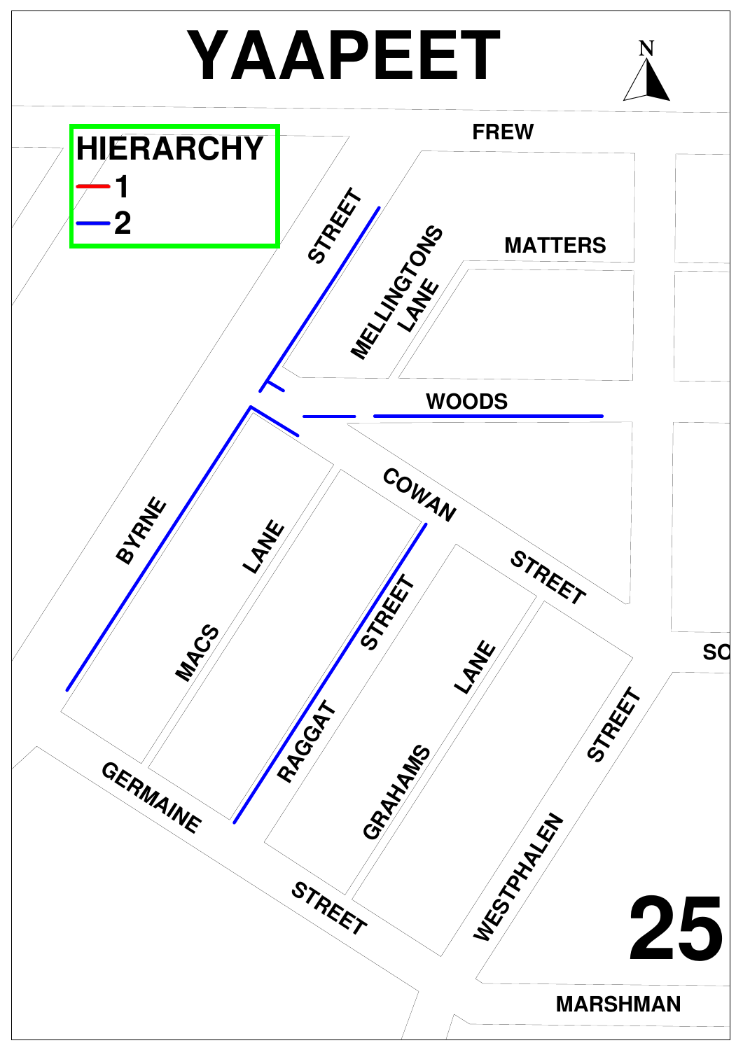# YAAPEET

**HIERARCHY**

- 1
- 2

FREW

STREET

MELLINGTONS LANE

MATTERS

WOODS

BYRNE

COWAN

LANE

MACS

STREET

STREET

RAGGAT

LANE

GRAHAMS

STREET

WESTPHALEN

SO

GERMAINE

STREET

MARSHMAN

25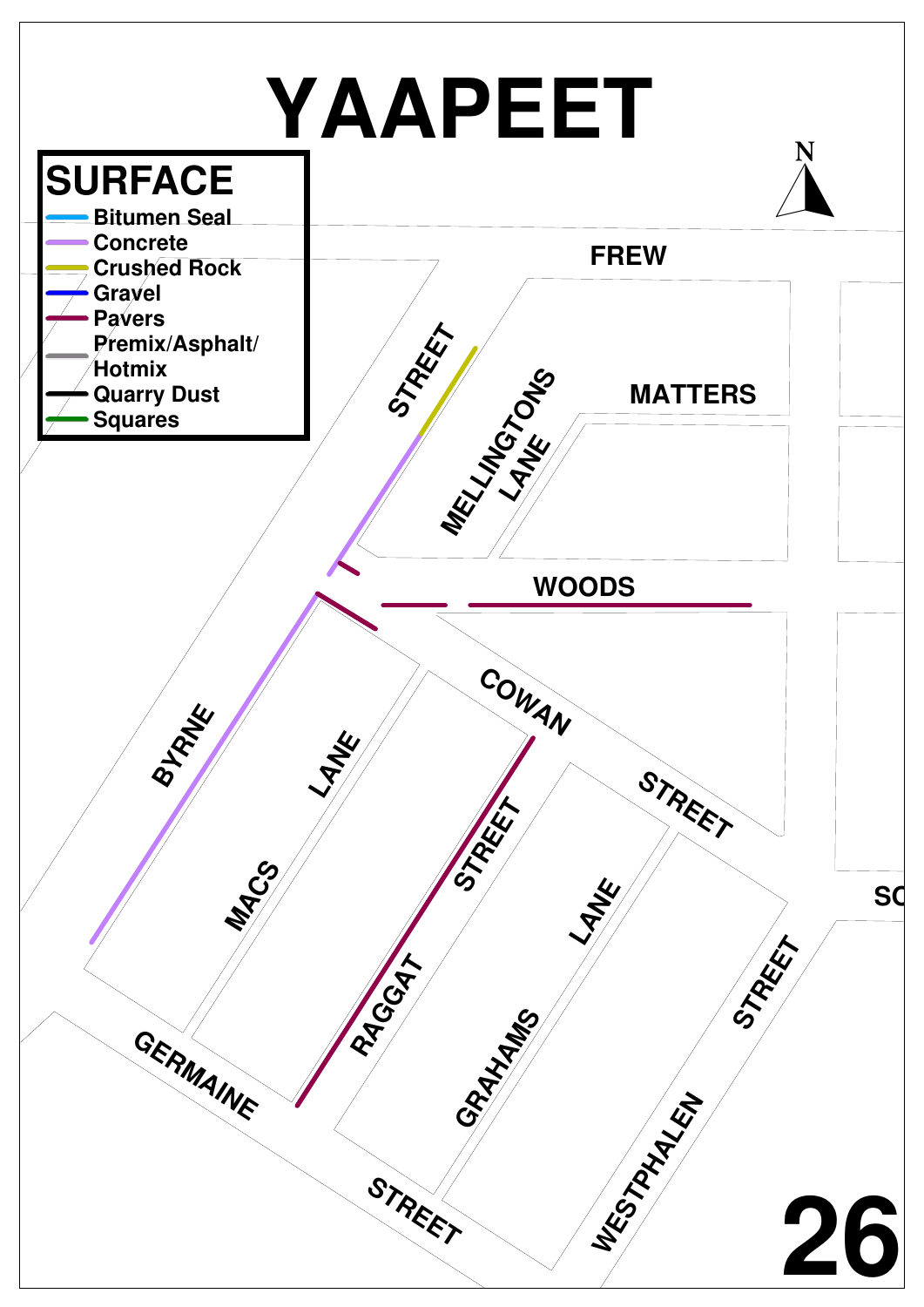# YAAPEET

## SURFACE

- Bitumen Seal
- Concrete
- Crushed Rock
- Gravel
- Pavers
- Premix/Asphalt/Hotmix
- Quarry Dust
- Squares

N

FREW

MATTERS

STREET

MELLINGTONS LANE

WOODS

COWAN

STREET

BYRNE

LANE

MACS

STREET

RAGGAT

LANE

GRAHAMS

STREET

WESTPHALEN

GERMAINE

STREET

SC

26